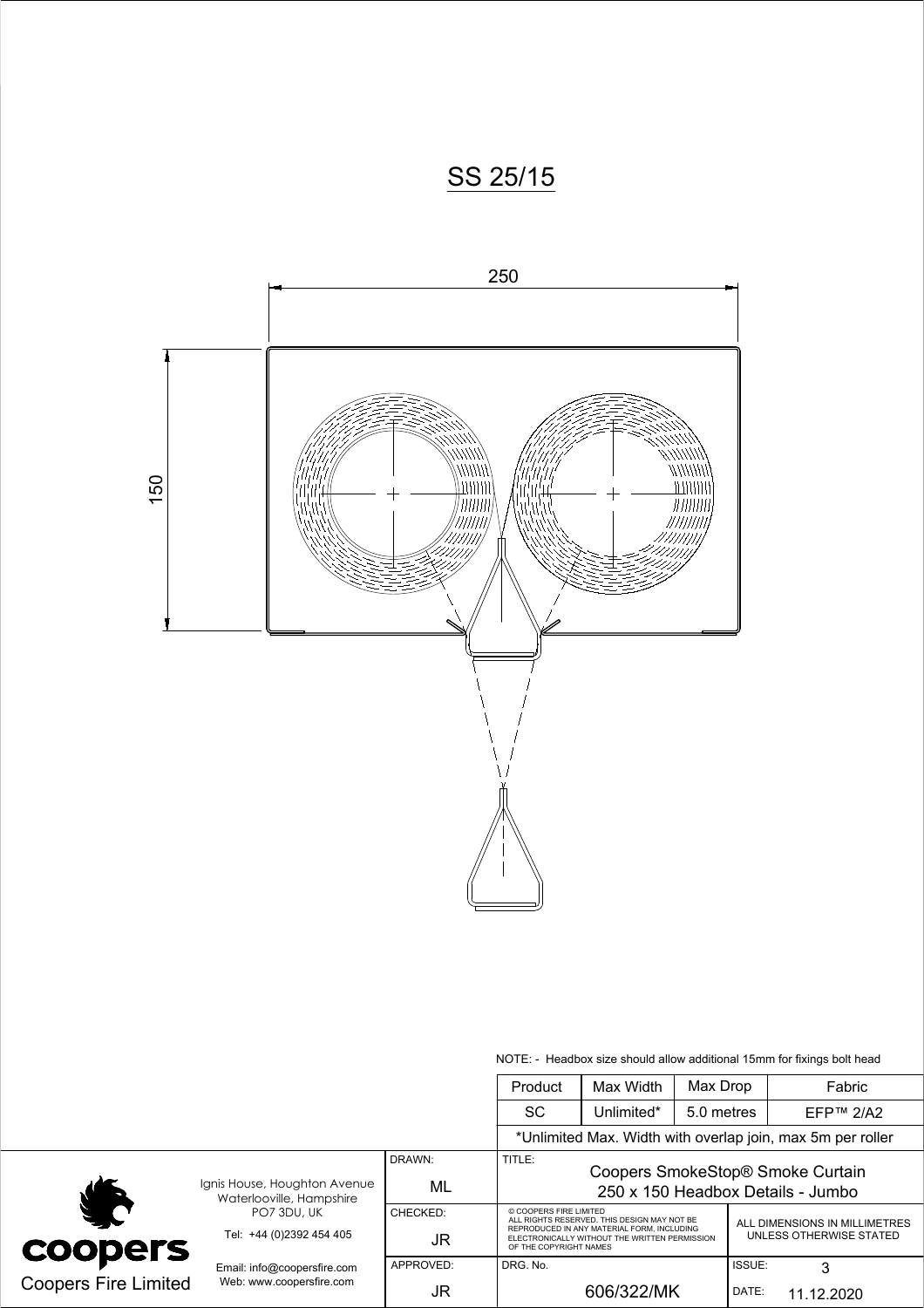# SS 25/15

250

150

NOTE: - Headbox size should allow additional 15mm for fixings bolt head

| Product | Max Width | Max Drop | Fabric |
|---|---|---|---|
| SC | Unlimited* | 5.0 metres | EFP™ 2/A2 |
| *Unlimited Max. Width with overlap join, max 5m per roller | | | |

Coopers Fire Limited

Ignis House, Houghton Avenue
Waterlooville, Hampshire
PO7 3DU, UK

Tel: +44 (0)2392 454 405

Email: info@coopersfire.com
Web: www.coopersfire.com

| DRAWN: | TITLE: | |
|---|---|---|
| ML | Coopers SmokeStop® Smoke Curtain 250 x 150 Headbox Details - Jumbo | |
| CHECKED: JR | © COOPERS FIRE LIMITED ALL RIGHTS RESERVED. THIS DESIGN MAY NOT BE REPRODUCED IN ANY MATERIAL FORM, INCLUDING ELECTRONICALLY WITHOUT THE WRITTEN PERMISSION OF THE COPYRIGHT NAMES | ALL DIMENSIONS IN MILLIMETRES UNLESS OTHERWISE STATED |
| APPROVED: JR | DRG. No. 606/322/MK | ISSUE: 3 DATE: 11.12.2020 |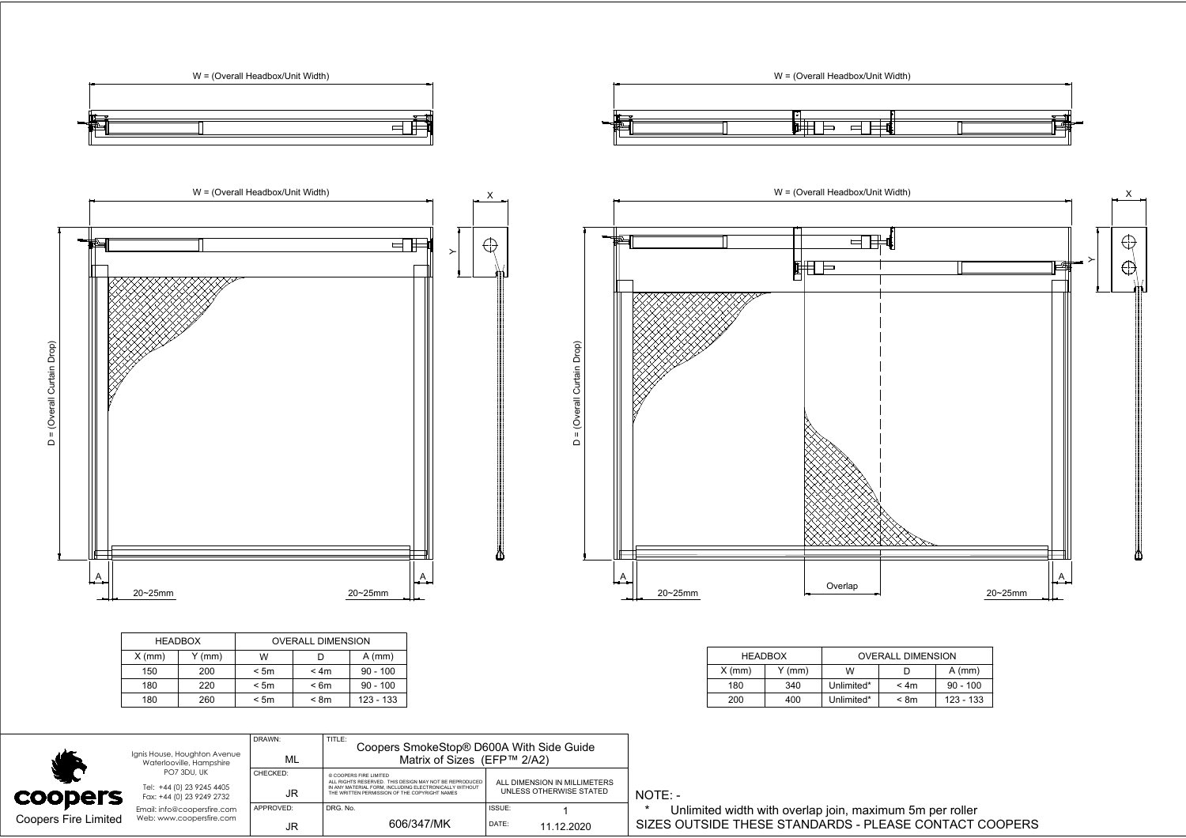W = (Overall Headbox/Unit Width)

W = (Overall Headbox/Unit Width)

W = (Overall Headbox/Unit Width)

D = (Overall Curtain Drop)

X

Y

A

20~25mm

20~25mm

A

W = (Overall Headbox/Unit Width)

D = (Overall Curtain Drop)

X

Y

A

20~25mm

Overlap

20~25mm

A

| HEADBOX | | OVERALL DIMENSION | | |
|---|---|---|---|---|
| X (mm) | Y (mm) | W | D | A (mm) |
| 150 | 200 | < 5m | < 4m | 90 - 100 |
| 180 | 220 | < 5m | < 6m | 90 - 100 |
| 180 | 260 | < 5m | < 8m | 123 - 133 |

| HEADBOX | | OVERALL DIMENSION | | |
|---|---|---|---|---|
| X (mm) | Y (mm) | W | D | A (mm) |
| 180 | 340 | Unlimited* | < 4m | 90 - 100 |
| 200 | 400 | Unlimited* | < 8m | 123 - 133 |

coopers

Coopers Fire Limited

Ignis House, Houghton Avenue
Waterlooville, Hampshire
PO7 3DU, UK

Tel: +44 (0) 23 9245 4405
Fax: +44 (0) 23 9249 2732

Email: info@coopersfire.com
Web: www.coopersfire.com

| DRAWN: ML | TITLE: Coopers SmokeStop® D600A With Side Guide Matrix of Sizes (EFP™ 2/A2) | |
|---|---|---|
| CHECKED: JR | © COOPERS FIRE LIMITED ALL RIGHTS RESERVED. THIS DESIGN MAY NOT BE REPRODUCED IN ANY MATERIAL FORM, INCLUDING ELECTRONICALLY WITHOUT THE WRITTEN PERMISSION OF THE COPYRIGHT NAMES | ALL DIMENSION IN MILLIMETERS UNLESS OTHERWISE STATED |
| APPROVED: JR | DRG. No. 606/347/MK | ISSUE: 1 DATE: 11.12.2020 |

NOTE: -

\* Unlimited width with overlap join, maximum 5m per roller

SIZES OUTSIDE THESE STANDARDS - PLEASE CONTACT COOPERS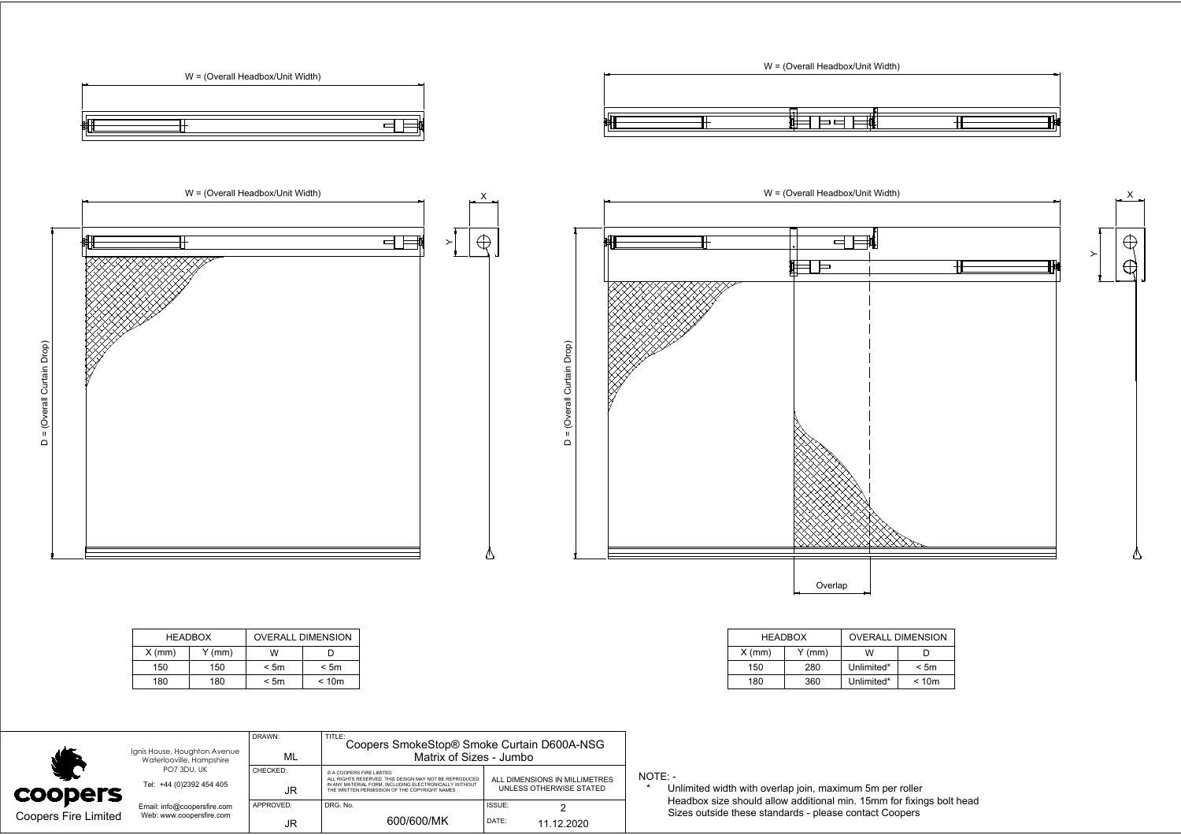W = (Overall Headbox/Unit Width)

W = (Overall Headbox/Unit Width)

W = (Overall Headbox/Unit Width)

X

Y

D = (Overall Curtain Drop)

W = (Overall Headbox/Unit Width)

X

Y

D = (Overall Curtain Drop)

Overlap

| HEADBOX | | OVERALL DIMENSION | |
|---|---|---|---|
| X (mm) | Y (mm) | W | D |
| 150 | 150 | < 5m | < 5m |
| 180 | 180 | < 5m | < 10m |

| HEADBOX | | OVERALL DIMENSION | |
|---|---|---|---|
| X (mm) | Y (mm) | W | D |
| 150 | 280 | Unlimited* | < 5m |
| 180 | 360 | Unlimited* | < 10m |

| | | | |
|---|---|---|---|
| **coopers** Coopers Fire Limited | Ignis House, Houghton Avenue Waterlooville, Hampshire PO7 3DU, UK Tel: +44 (0)2392 454 405 Email: info@coopersfire.com Web: www.coopersfire.com | DRAWN: ML | TITLE: Coopers SmokeStop® Smoke Curtain D600A-NSG Matrix of Sizes - Jumbo |
| | | CHECKED: JR | © A COOPERS FIRE LIMITED ALL RIGHTS RESERVED. THIS DESIGN MAY NOT BE REPRODUCED IN ANY MATERIAL FORM, INCLUDING ELECTRONICALLY WITHOUT THE WRITTEN PERMISSION OF THE COPYRIGHT NAMES — ALL DIMENSIONS IN MILLIMETRES UNLESS OTHERWISE STATED |
| | | APPROVED: JR | DRG. No. 600/600/MK — ISSUE: 2 — DATE: 11.12.2020 |

NOTE: -

\* Unlimited width with overlap join, maximum 5m per roller
Headbox size should allow additional min. 15mm for fixings bolt head
Sizes outside these standards - please contact Coopers